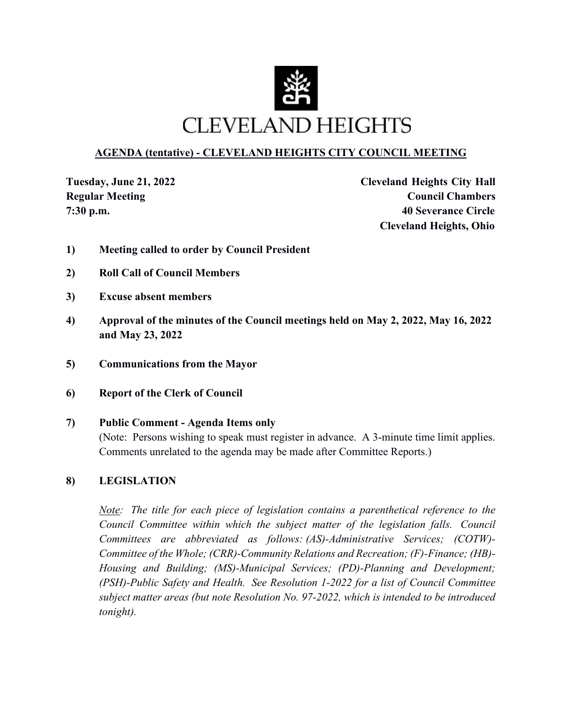# CLEVELAND HEIGHTS

## AGENDA (tentative) - CLEVELAND HEIGHTS CITY COUNCIL MEETING

**Tuesday, June 21, 2022**
**Regular Meeting**
**7:30 p.m.**

**Cleveland Heights City Hall**
**Council Chambers**
**40 Severance Circle**
**Cleveland Heights, Ohio**

**1) Meeting called to order by Council President**

**2) Roll Call of Council Members**

**3) Excuse absent members**

**4) Approval of the minutes of the Council meetings held on May 2, 2022, May 16, 2022 and May 23, 2022**

**5) Communications from the Mayor**

**6) Report of the Clerk of Council**

**7) Public Comment - Agenda Items only**

(Note: Persons wishing to speak must register in advance. A 3-minute time limit applies. Comments unrelated to the agenda may be made after Committee Reports.)

**8) LEGISLATION**

*Note: The title for each piece of legislation contains a parenthetical reference to the Council Committee within which the subject matter of the legislation falls. Council Committees are abbreviated as follows: (AS)-Administrative Services; (COTW)-Committee of the Whole; (CRR)-Community Relations and Recreation; (F)-Finance; (HB)-Housing and Building; (MS)-Municipal Services; (PD)-Planning and Development; (PSH)-Public Safety and Health. See Resolution 1-2022 for a list of Council Committee subject matter areas (but note Resolution No. 97-2022, which is intended to be introduced tonight).*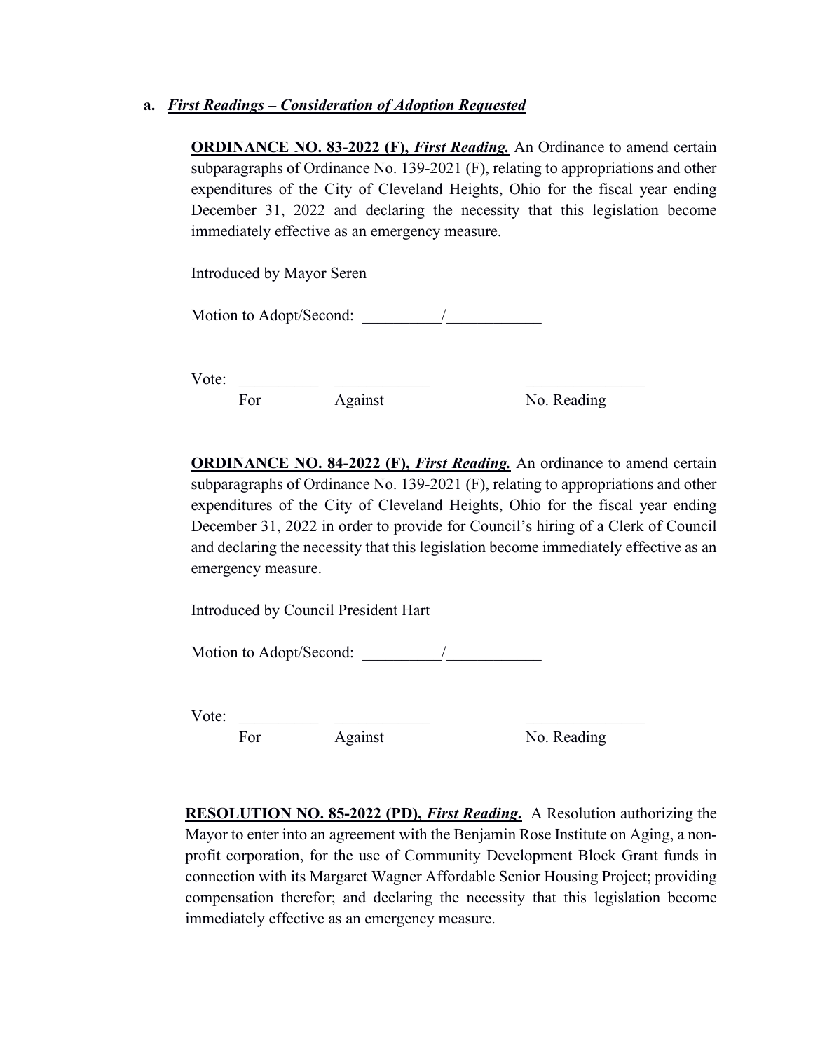**a.** ***First Readings – Consideration of Adoption Requested***

**ORDINANCE NO. 83-2022 (F),** ***First Reading.*** An Ordinance to amend certain subparagraphs of Ordinance No. 139-2021 (F), relating to appropriations and other expenditures of the City of Cleveland Heights, Ohio for the fiscal year ending December 31, 2022 and declaring the necessity that this legislation become immediately effective as an emergency measure.

Introduced by Mayor Seren

Motion to Adopt/Second: __________/____________

Vote: __________ ____________ _______________

For Against No. Reading

**ORDINANCE NO. 84-2022 (F),** ***First Reading.*** An ordinance to amend certain subparagraphs of Ordinance No. 139-2021 (F), relating to appropriations and other expenditures of the City of Cleveland Heights, Ohio for the fiscal year ending December 31, 2022 in order to provide for Council's hiring of a Clerk of Council and declaring the necessity that this legislation become immediately effective as an emergency measure.

Introduced by Council President Hart

Motion to Adopt/Second: __________/____________

Vote: __________ ____________ _______________

For Against No. Reading

**RESOLUTION NO. 85-2022 (PD),** ***First Reading.*** A Resolution authorizing the Mayor to enter into an agreement with the Benjamin Rose Institute on Aging, a non-profit corporation, for the use of Community Development Block Grant funds in connection with its Margaret Wagner Affordable Senior Housing Project; providing compensation therefor; and declaring the necessity that this legislation become immediately effective as an emergency measure.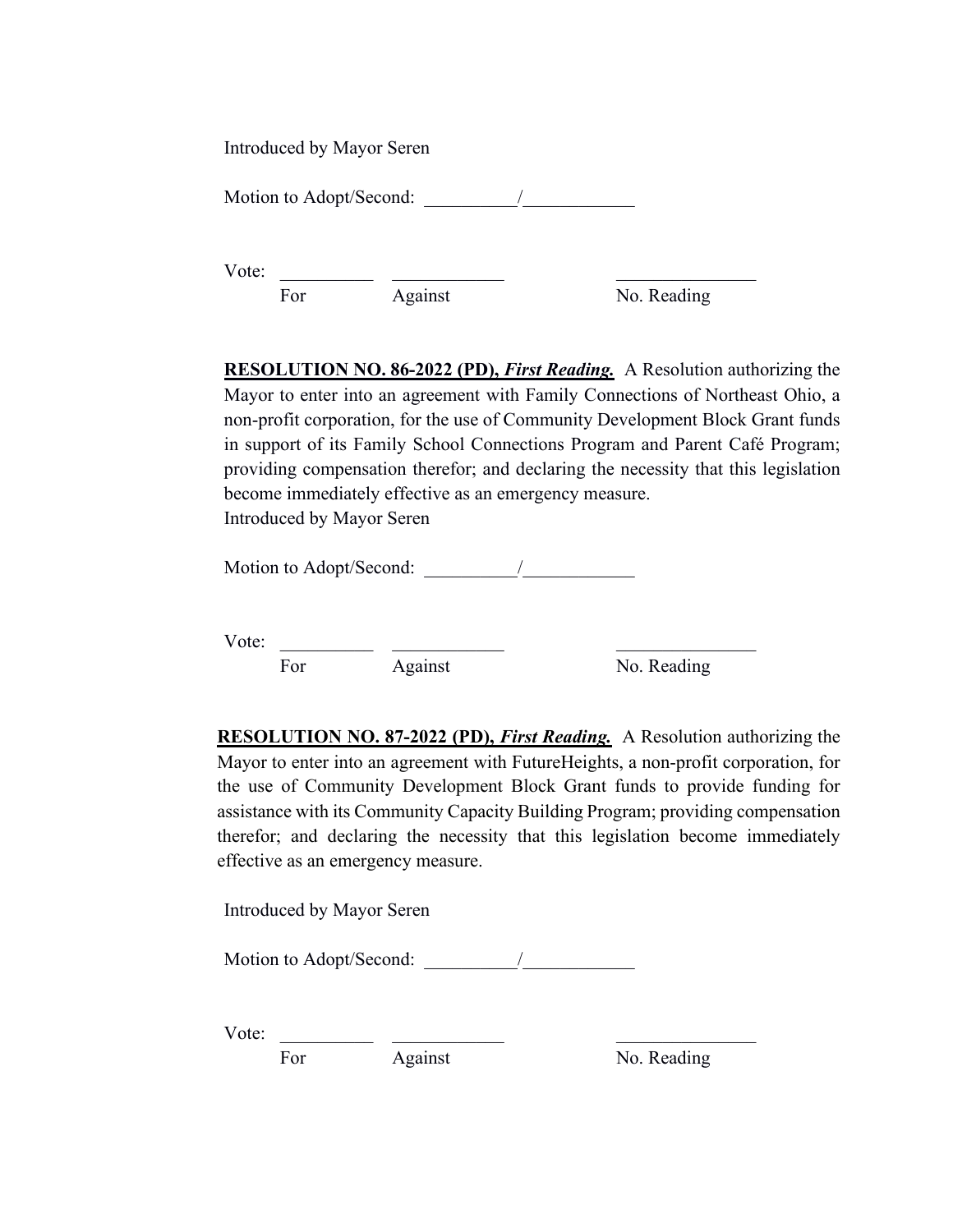Introduced by Mayor Seren

Motion to Adopt/Second: __________/____________

Vote: __________ ____________ _______________
For Against No. Reading

**RESOLUTION NO. 86-2022 (PD), *First Reading.*** A Resolution authorizing the Mayor to enter into an agreement with Family Connections of Northeast Ohio, a non-profit corporation, for the use of Community Development Block Grant funds in support of its Family School Connections Program and Parent Café Program; providing compensation therefor; and declaring the necessity that this legislation become immediately effective as an emergency measure.
Introduced by Mayor Seren

Motion to Adopt/Second: __________/____________

Vote: __________ ____________ _______________
For Against No. Reading

**RESOLUTION NO. 87-2022 (PD), *First Reading.*** A Resolution authorizing the Mayor to enter into an agreement with FutureHeights, a non-profit corporation, for the use of Community Development Block Grant funds to provide funding for assistance with its Community Capacity Building Program; providing compensation therefor; and declaring the necessity that this legislation become immediately effective as an emergency measure.

Introduced by Mayor Seren

Motion to Adopt/Second: __________/____________

Vote: __________ ____________ _______________
For Against No. Reading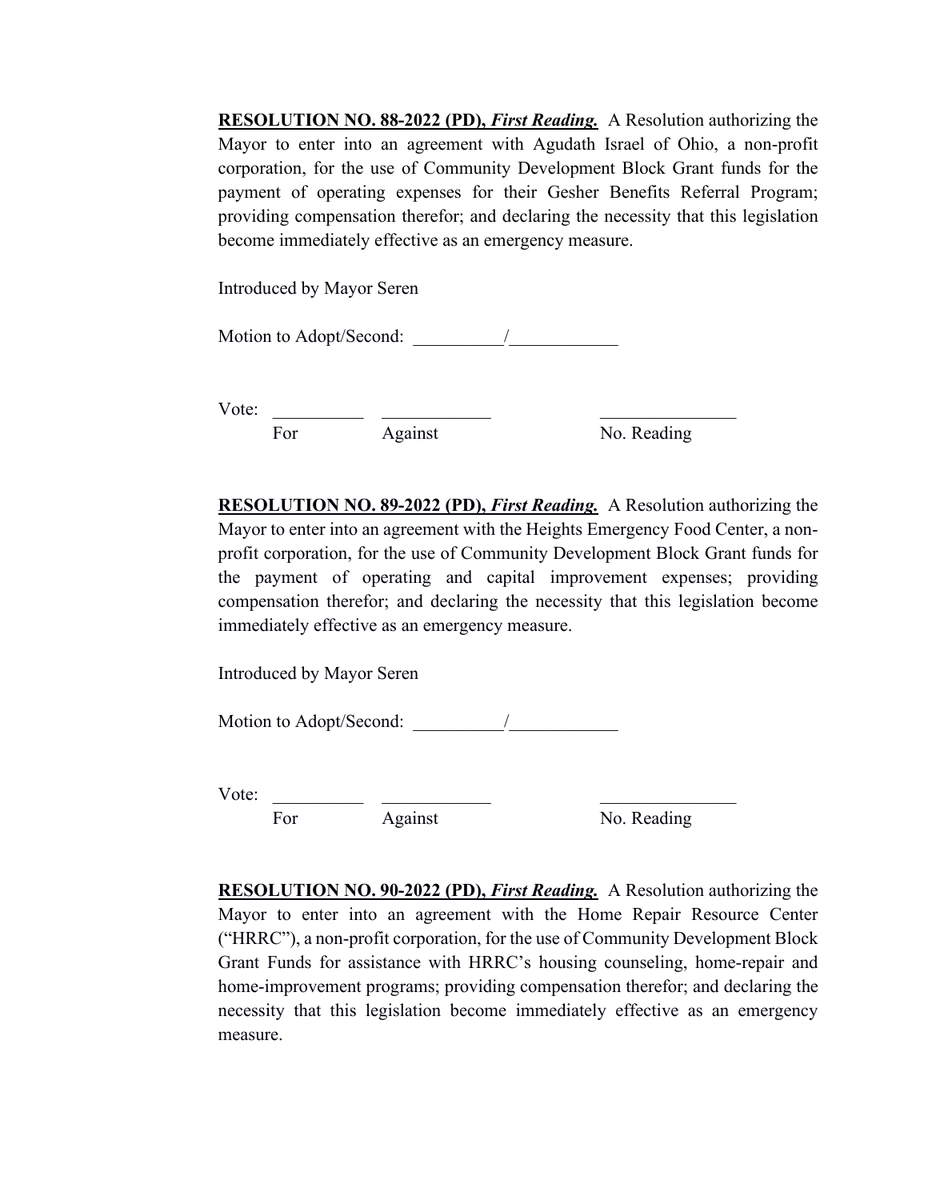**<u>RESOLUTION NO. 88-2022 (PD),</u>** ***<u>First Reading.</u>*** A Resolution authorizing the Mayor to enter into an agreement with Agudath Israel of Ohio, a non-profit corporation, for the use of Community Development Block Grant funds for the payment of operating expenses for their Gesher Benefits Referral Program; providing compensation therefor; and declaring the necessity that this legislation become immediately effective as an emergency measure.

Introduced by Mayor Seren

Motion to Adopt/Second: __________/____________

Vote: __________ ____________ _______________
For Against No. Reading

**<u>RESOLUTION NO. 89-2022 (PD),</u>** ***<u>First Reading.</u>*** A Resolution authorizing the Mayor to enter into an agreement with the Heights Emergency Food Center, a non-profit corporation, for the use of Community Development Block Grant funds for the payment of operating and capital improvement expenses; providing compensation therefor; and declaring the necessity that this legislation become immediately effective as an emergency measure.

Introduced by Mayor Seren

Motion to Adopt/Second: __________/____________

Vote: __________ ____________ _______________
For Against No. Reading

**<u>RESOLUTION NO. 90-2022 (PD),</u>** ***<u>First Reading.</u>*** A Resolution authorizing the Mayor to enter into an agreement with the Home Repair Resource Center ("HRRC"), a non-profit corporation, for the use of Community Development Block Grant Funds for assistance with HRRC's housing counseling, home-repair and home-improvement programs; providing compensation therefor; and declaring the necessity that this legislation become immediately effective as an emergency measure.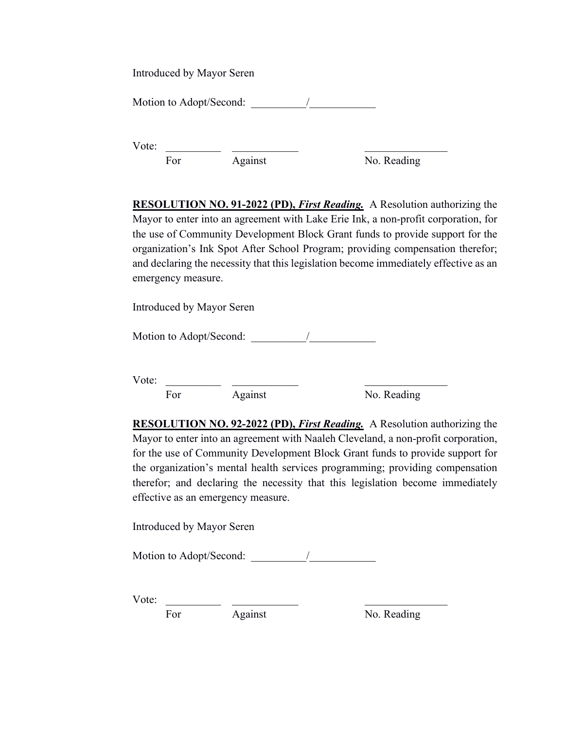Introduced by Mayor Seren

Motion to Adopt/Second: __________/____________

Vote: __________ ____________ _______________
For Against No. Reading

**RESOLUTION NO. 91-2022 (PD), *First Reading.*** A Resolution authorizing the Mayor to enter into an agreement with Lake Erie Ink, a non-profit corporation, for the use of Community Development Block Grant funds to provide support for the organization's Ink Spot After School Program; providing compensation therefor; and declaring the necessity that this legislation become immediately effective as an emergency measure.

Introduced by Mayor Seren

Motion to Adopt/Second: __________/____________

Vote: __________ ____________ _______________
For Against No. Reading

**RESOLUTION NO. 92-2022 (PD), *First Reading.*** A Resolution authorizing the Mayor to enter into an agreement with Naaleh Cleveland, a non-profit corporation, for the use of Community Development Block Grant funds to provide support for the organization's mental health services programming; providing compensation therefor; and declaring the necessity that this legislation become immediately effective as an emergency measure.

Introduced by Mayor Seren

Motion to Adopt/Second: __________/____________

Vote: __________ ____________ _______________
For Against No. Reading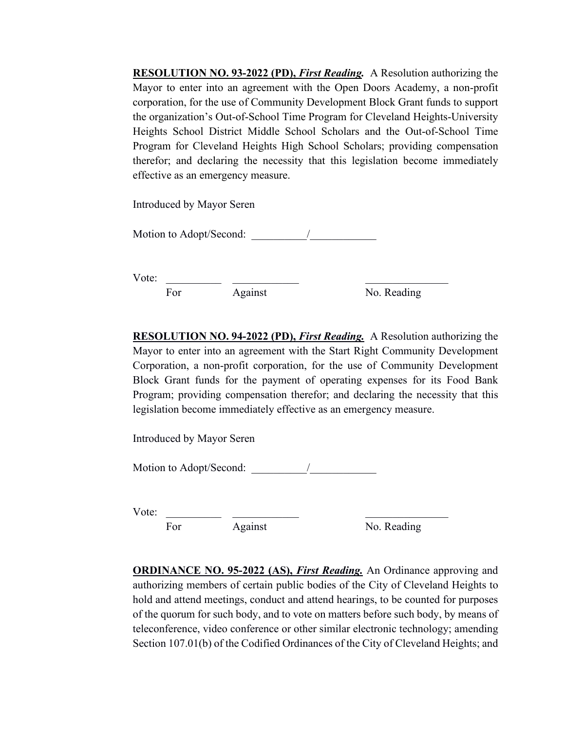**<u>RESOLUTION NO. 93-2022 (PD),</u>** ***<u>First Reading.</u>*** A Resolution authorizing the Mayor to enter into an agreement with the Open Doors Academy, a non-profit corporation, for the use of Community Development Block Grant funds to support the organization's Out-of-School Time Program for Cleveland Heights-University Heights School District Middle School Scholars and the Out-of-School Time Program for Cleveland Heights High School Scholars; providing compensation therefor; and declaring the necessity that this legislation become immediately effective as an emergency measure.

Introduced by Mayor Seren

Motion to Adopt/Second: __________/____________

Vote: __________ ____________ _______________
For Against No. Reading

**<u>RESOLUTION NO. 94-2022 (PD),</u>** ***<u>First Reading.</u>*** A Resolution authorizing the Mayor to enter into an agreement with the Start Right Community Development Corporation, a non-profit corporation, for the use of Community Development Block Grant funds for the payment of operating expenses for its Food Bank Program; providing compensation therefor; and declaring the necessity that this legislation become immediately effective as an emergency measure.

Introduced by Mayor Seren

Motion to Adopt/Second: __________/____________

Vote: __________ ____________ _______________
For Against No. Reading

**<u>ORDINANCE NO. 95-2022 (AS),</u>** ***<u>First Reading.</u>*** An Ordinance approving and authorizing members of certain public bodies of the City of Cleveland Heights to hold and attend meetings, conduct and attend hearings, to be counted for purposes of the quorum for such body, and to vote on matters before such body, by means of teleconference, video conference or other similar electronic technology; amending Section 107.01(b) of the Codified Ordinances of the City of Cleveland Heights; and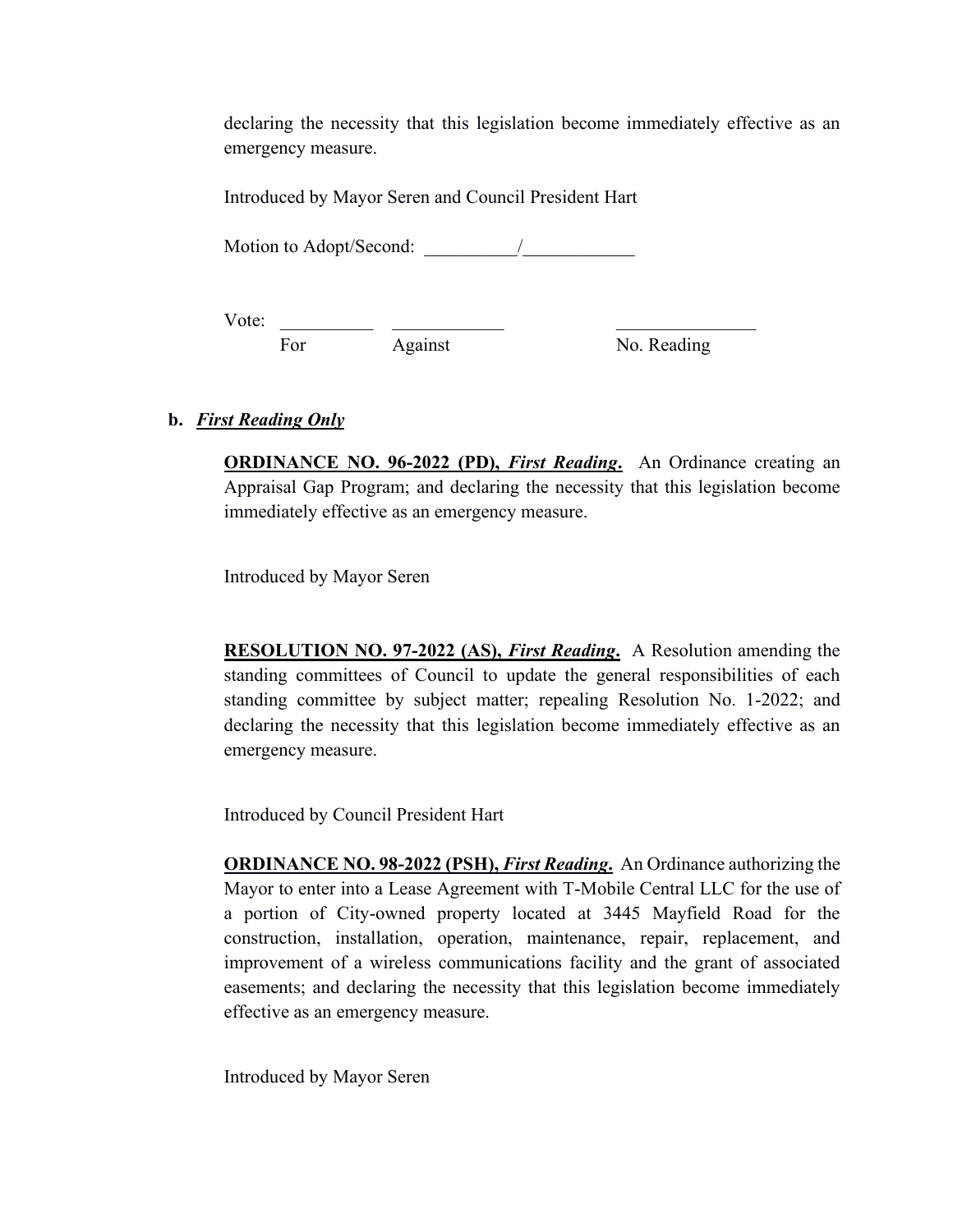declaring the necessity that this legislation become immediately effective as an emergency measure.

Introduced by Mayor Seren and Council President Hart

Motion to Adopt/Second: __________/____________

Vote: __________ ____________ _______________
For Against No. Reading

**b.** ***First Reading Only***

**ORDINANCE NO. 96-2022 (PD),** ***First Reading*****.** An Ordinance creating an Appraisal Gap Program; and declaring the necessity that this legislation become immediately effective as an emergency measure.

Introduced by Mayor Seren

**RESOLUTION NO. 97-2022 (AS),** ***First Reading*****.** A Resolution amending the standing committees of Council to update the general responsibilities of each standing committee by subject matter; repealing Resolution No. 1-2022; and declaring the necessity that this legislation become immediately effective as an emergency measure.

Introduced by Council President Hart

**ORDINANCE NO. 98-2022 (PSH),** ***First Reading*****.** An Ordinance authorizing the Mayor to enter into a Lease Agreement with T-Mobile Central LLC for the use of a portion of City-owned property located at 3445 Mayfield Road for the construction, installation, operation, maintenance, repair, replacement, and improvement of a wireless communications facility and the grant of associated easements; and declaring the necessity that this legislation become immediately effective as an emergency measure.

Introduced by Mayor Seren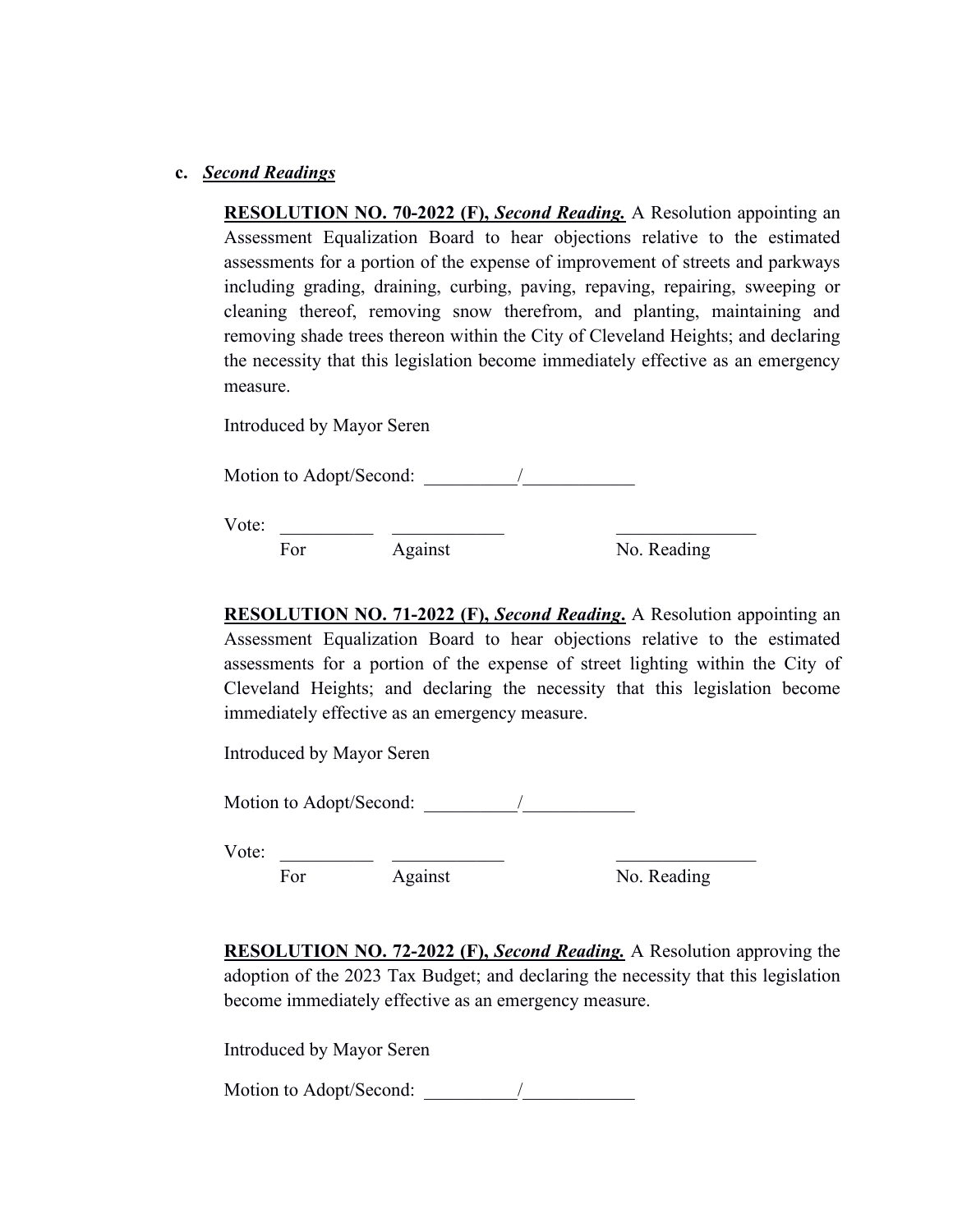**c.** ***Second Readings***

**RESOLUTION NO. 70-2022 (F), *Second Reading.*** A Resolution appointing an Assessment Equalization Board to hear objections relative to the estimated assessments for a portion of the expense of improvement of streets and parkways including grading, draining, curbing, paving, repaving, repairing, sweeping or cleaning thereof, removing snow therefrom, and planting, maintaining and removing shade trees thereon within the City of Cleveland Heights; and declaring the necessity that this legislation become immediately effective as an emergency measure.

Introduced by Mayor Seren

Motion to Adopt/Second: __________/____________

Vote: __________ ____________ _______________
For Against No. Reading

**RESOLUTION NO. 71-2022 (F), *Second Reading*.** A Resolution appointing an Assessment Equalization Board to hear objections relative to the estimated assessments for a portion of the expense of street lighting within the City of Cleveland Heights; and declaring the necessity that this legislation become immediately effective as an emergency measure.

Introduced by Mayor Seren

Motion to Adopt/Second: __________/____________

Vote: __________ ____________ _______________
For Against No. Reading

**RESOLUTION NO. 72-2022 (F), *Second Reading.*** A Resolution approving the adoption of the 2023 Tax Budget; and declaring the necessity that this legislation become immediately effective as an emergency measure.

Introduced by Mayor Seren

Motion to Adopt/Second: __________/____________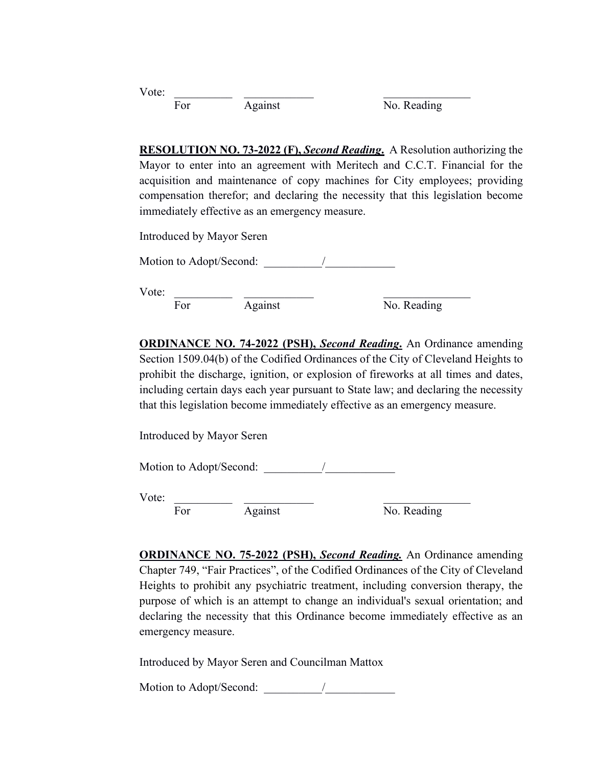Vote: __________ ____________ _______________
For Against No. Reading

**RESOLUTION NO. 73-2022 (F), *Second Reading*.** A Resolution authorizing the Mayor to enter into an agreement with Meritech and C.C.T. Financial for the acquisition and maintenance of copy machines for City employees; providing compensation therefor; and declaring the necessity that this legislation become immediately effective as an emergency measure.

Introduced by Mayor Seren

Motion to Adopt/Second: __________/____________

Vote: __________ ____________ _______________
For Against No. Reading

**ORDINANCE NO. 74-2022 (PSH), *Second Reading*.** An Ordinance amending Section 1509.04(b) of the Codified Ordinances of the City of Cleveland Heights to prohibit the discharge, ignition, or explosion of fireworks at all times and dates, including certain days each year pursuant to State law; and declaring the necessity that this legislation become immediately effective as an emergency measure.

Introduced by Mayor Seren

Motion to Adopt/Second: __________/____________

Vote: __________ ____________ _______________
For Against No. Reading

**ORDINANCE NO. 75-2022 (PSH), *Second Reading.*** An Ordinance amending Chapter 749, "Fair Practices", of the Codified Ordinances of the City of Cleveland Heights to prohibit any psychiatric treatment, including conversion therapy, the purpose of which is an attempt to change an individual's sexual orientation; and declaring the necessity that this Ordinance become immediately effective as an emergency measure.

Introduced by Mayor Seren and Councilman Mattox

Motion to Adopt/Second: __________/____________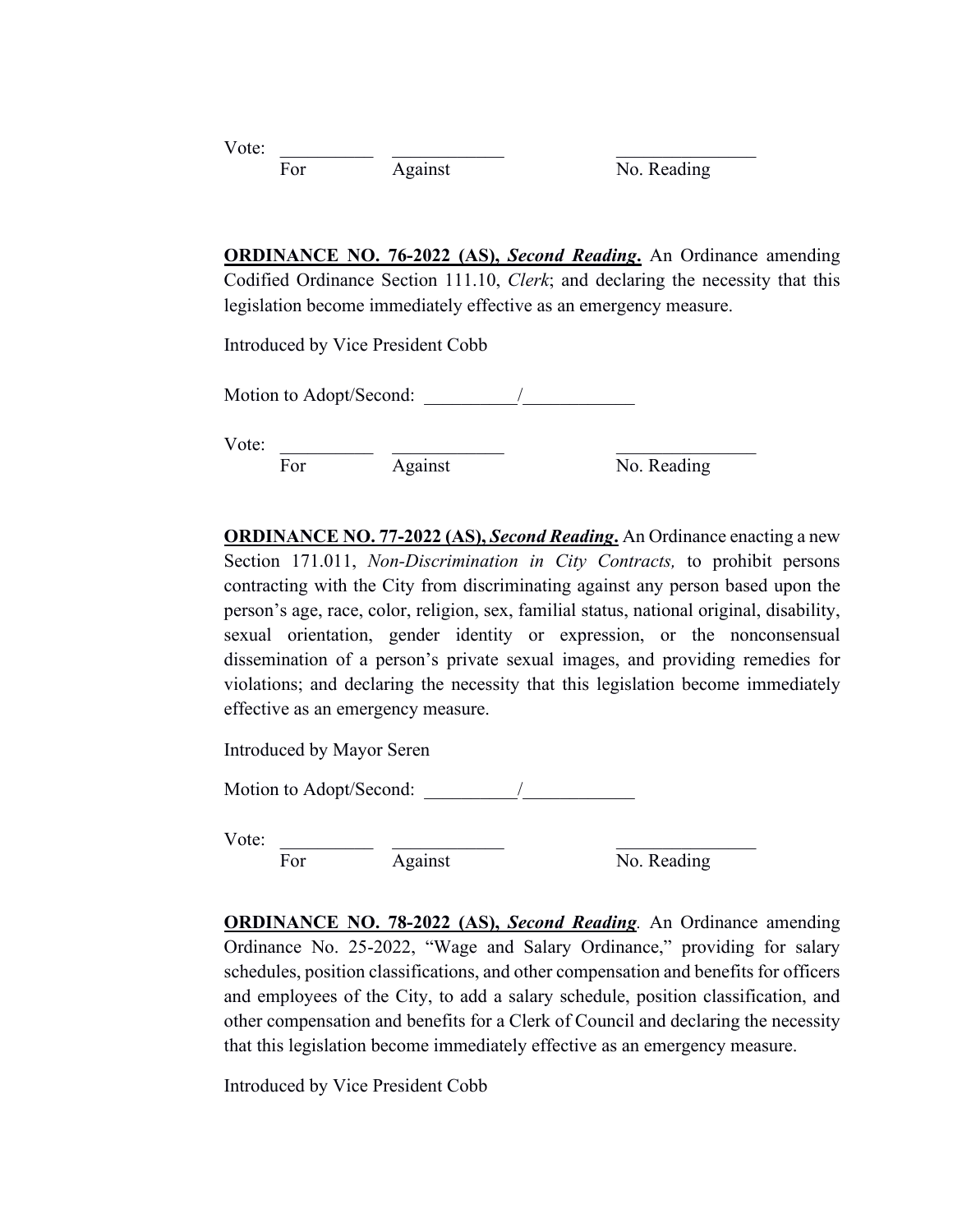Vote: __________ ____________ _______________
For Against No. Reading

**ORDINANCE NO. 76-2022 (AS), *Second Reading*.** An Ordinance amending Codified Ordinance Section 111.10, *Clerk*; and declaring the necessity that this legislation become immediately effective as an emergency measure.

Introduced by Vice President Cobb

Motion to Adopt/Second: __________/____________

Vote: __________ ____________ _______________
For Against No. Reading

**ORDINANCE NO. 77-2022 (AS), *Second Reading*.** An Ordinance enacting a new Section 171.011, *Non-Discrimination in City Contracts,* to prohibit persons contracting with the City from discriminating against any person based upon the person's age, race, color, religion, sex, familial status, national original, disability, sexual orientation, gender identity or expression, or the nonconsensual dissemination of a person's private sexual images, and providing remedies for violations; and declaring the necessity that this legislation become immediately effective as an emergency measure.

Introduced by Mayor Seren

Motion to Adopt/Second: __________/____________

Vote: __________ ____________ _______________
For Against No. Reading

**ORDINANCE NO. 78-2022 (AS), *Second Reading*.** An Ordinance amending Ordinance No. 25-2022, "Wage and Salary Ordinance," providing for salary schedules, position classifications, and other compensation and benefits for officers and employees of the City, to add a salary schedule, position classification, and other compensation and benefits for a Clerk of Council and declaring the necessity that this legislation become immediately effective as an emergency measure.

Introduced by Vice President Cobb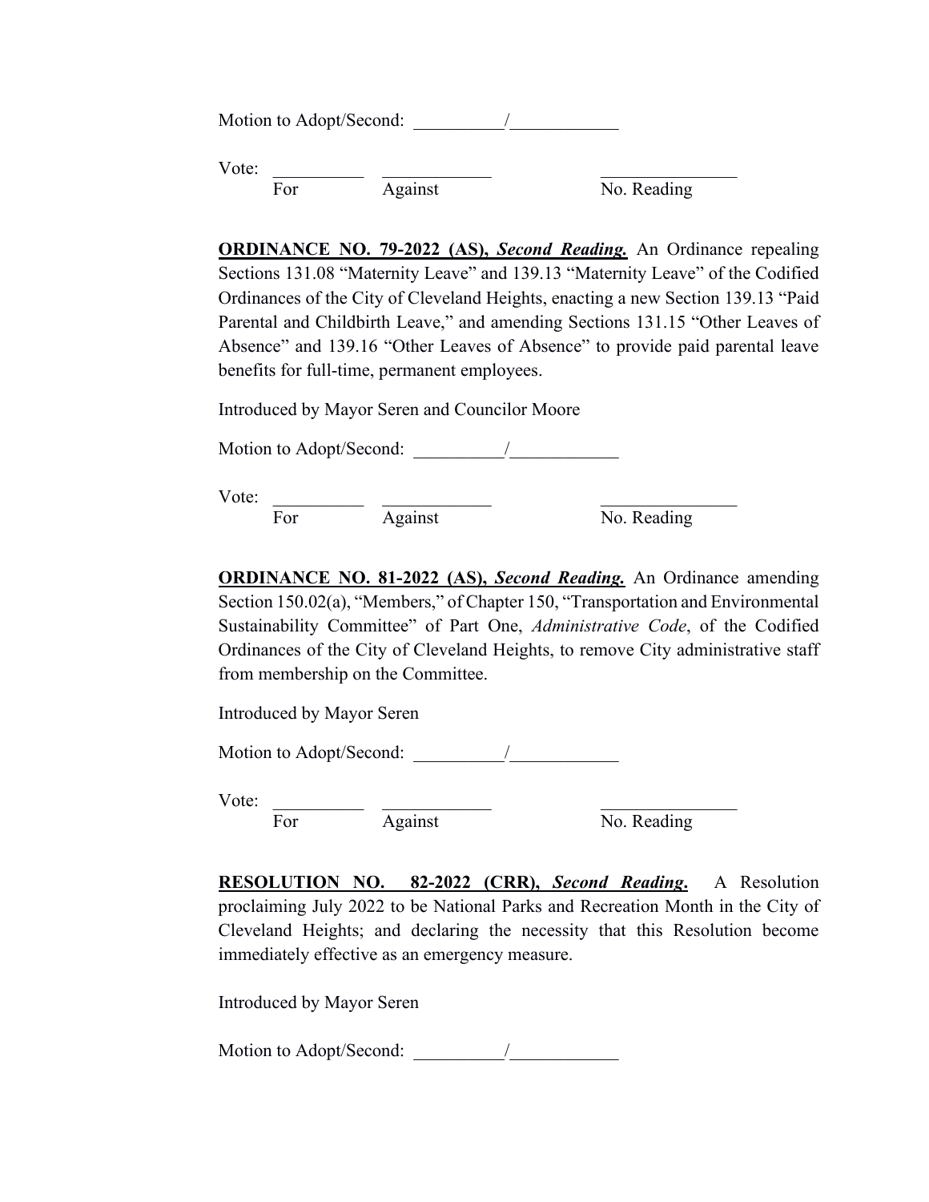Motion to Adopt/Second: __________/____________

Vote: __________ ____________ _______________
For Against No. Reading

**ORDINANCE NO. 79-2022 (AS), *Second Reading.*** An Ordinance repealing Sections 131.08 "Maternity Leave" and 139.13 "Maternity Leave" of the Codified Ordinances of the City of Cleveland Heights, enacting a new Section 139.13 "Paid Parental and Childbirth Leave," and amending Sections 131.15 "Other Leaves of Absence" and 139.16 "Other Leaves of Absence" to provide paid parental leave benefits for full-time, permanent employees.

Introduced by Mayor Seren and Councilor Moore

Motion to Adopt/Second: __________/____________

Vote: __________ ____________ _______________
For Against No. Reading

**ORDINANCE NO. 81-2022 (AS), *Second Reading.*** An Ordinance amending Section 150.02(a), "Members," of Chapter 150, "Transportation and Environmental Sustainability Committee" of Part One, *Administrative Code*, of the Codified Ordinances of the City of Cleveland Heights, to remove City administrative staff from membership on the Committee.

Introduced by Mayor Seren

Motion to Adopt/Second: __________/____________

Vote: __________ ____________ _______________
For Against No. Reading

**RESOLUTION NO. 82-2022 (CRR), *Second Reading*.** A Resolution proclaiming July 2022 to be National Parks and Recreation Month in the City of Cleveland Heights; and declaring the necessity that this Resolution become immediately effective as an emergency measure.

Introduced by Mayor Seren

Motion to Adopt/Second: __________/____________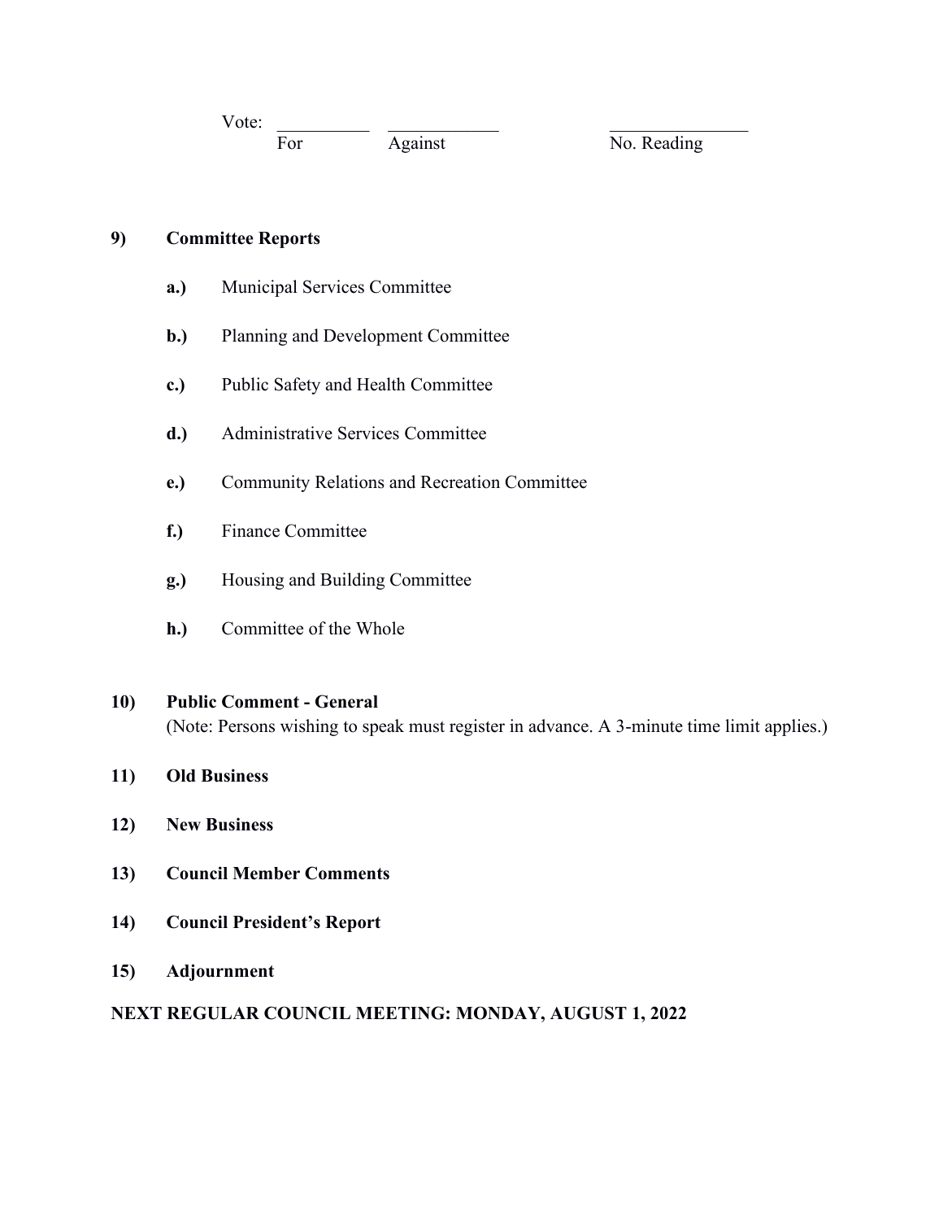Vote: __________ ____________ _______________
For Against No. Reading

**9) Committee Reports**

**a.)** Municipal Services Committee

**b.)** Planning and Development Committee

**c.)** Public Safety and Health Committee

**d.)** Administrative Services Committee

**e.)** Community Relations and Recreation Committee

**f.)** Finance Committee

**g.)** Housing and Building Committee

**h.)** Committee of the Whole

**10) Public Comment - General**
(Note: Persons wishing to speak must register in advance. A 3-minute time limit applies.)

**11) Old Business**

**12) New Business**

**13) Council Member Comments**

**14) Council President's Report**

**15) Adjournment**

**NEXT REGULAR COUNCIL MEETING: MONDAY, AUGUST 1, 2022**